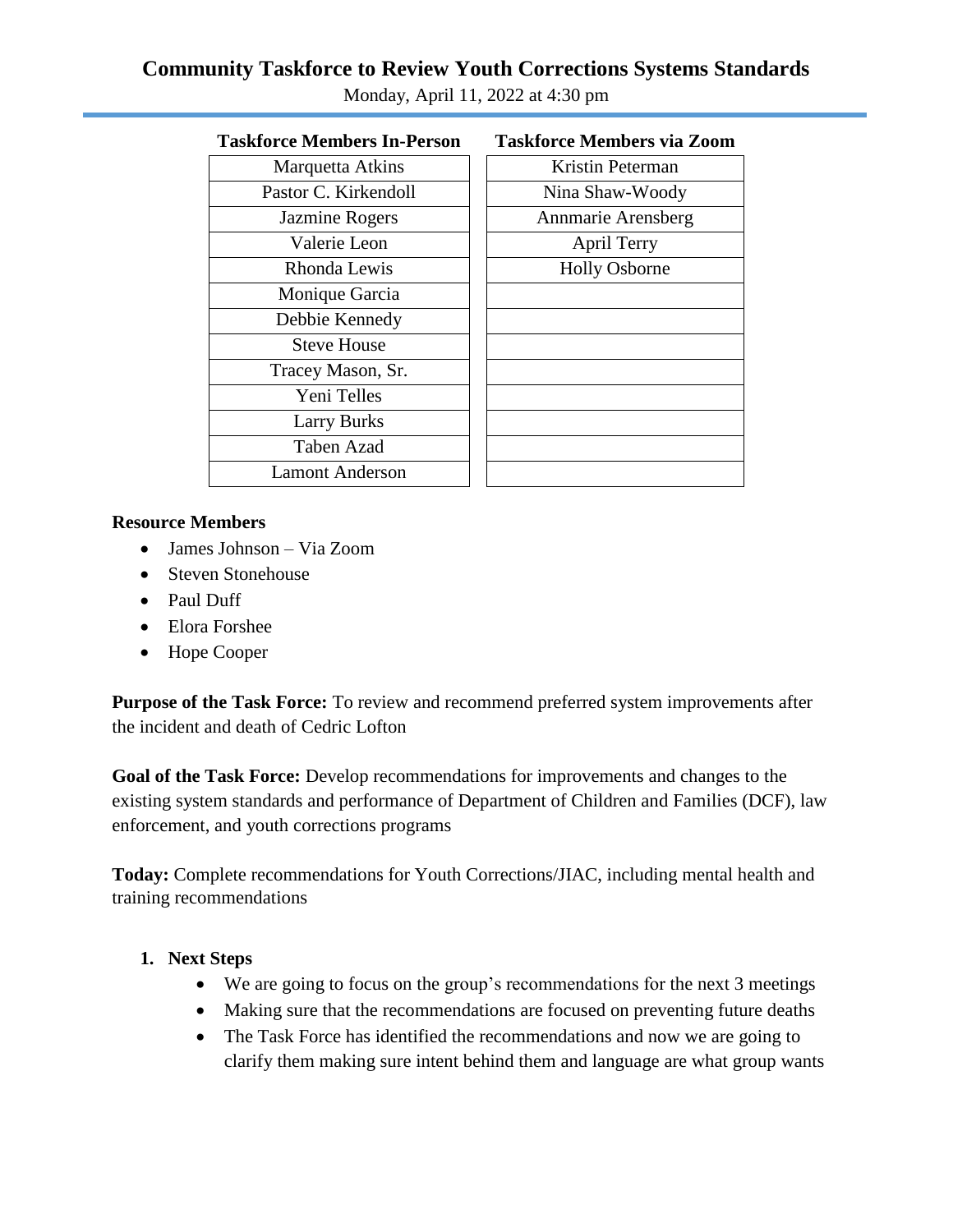# Community Taskforce to Review Youth Corrections Systems Standards

Monday, April 11, 2022 at 4:30 pm

| Taskforce Members In-Person | Taskforce Members via Zoom |
|---|---|
| Marquetta Atkins | Kristin Peterman |
| Pastor C. Kirkendoll | Nina Shaw-Woody |
| Jazmine Rogers | Annmarie Arensberg |
| Valerie Leon | April Terry |
| Rhonda Lewis | Holly Osborne |
| Monique Garcia | |
| Debbie Kennedy | |
| Steve House | |
| Tracey Mason, Sr. | |
| Yeni Telles | |
| Larry Burks | |
| Taben Azad | |
| Lamont Anderson | |

**Resource Members**

- James Johnson – Via Zoom
- Steven Stonehouse
- Paul Duff
- Elora Forshee
- Hope Cooper

**Purpose of the Task Force:** To review and recommend preferred system improvements after the incident and death of Cedric Lofton

**Goal of the Task Force:** Develop recommendations for improvements and changes to the existing system standards and performance of Department of Children and Families (DCF), law enforcement, and youth corrections programs

**Today:** Complete recommendations for Youth Corrections/JIAC, including mental health and training recommendations

1. **Next Steps**
   - We are going to focus on the group's recommendations for the next 3 meetings
   - Making sure that the recommendations are focused on preventing future deaths
   - The Task Force has identified the recommendations and now we are going to clarify them making sure intent behind them and language are what group wants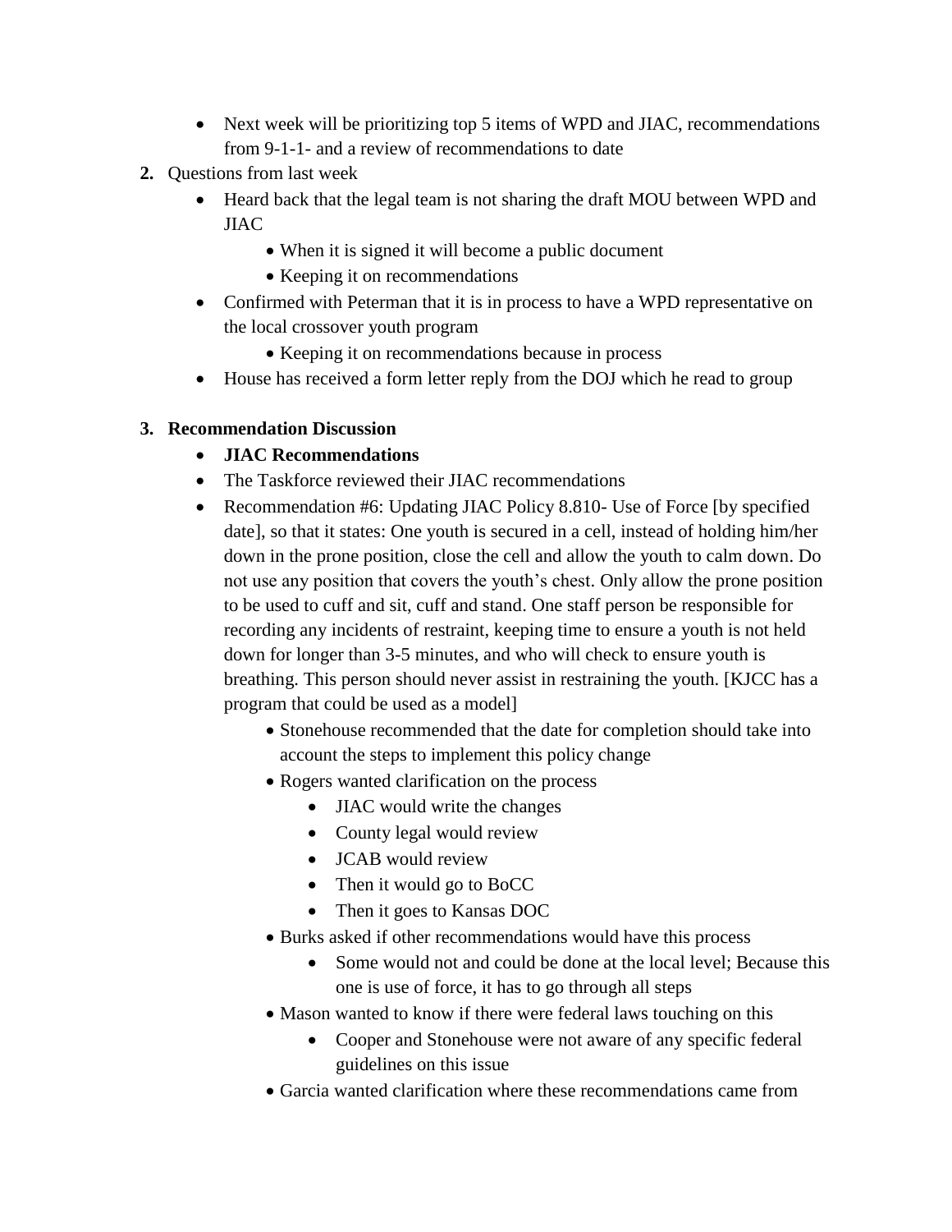- Next week will be prioritizing top 5 items of WPD and JIAC, recommendations from 9-1-1- and a review of recommendations to date

2. Questions from last week
   - Heard back that the legal team is not sharing the draft MOU between WPD and JIAC
     - When it is signed it will become a public document
     - Keeping it on recommendations
   - Confirmed with Peterman that it is in process to have a WPD representative on the local crossover youth program
     - Keeping it on recommendations because in process
   - House has received a form letter reply from the DOJ which he read to group

3. **Recommendation Discussion**
   - **JIAC Recommendations**
   - The Taskforce reviewed their JIAC recommendations
   - Recommendation #6: Updating JIAC Policy 8.810- Use of Force [by specified date], so that it states: One youth is secured in a cell, instead of holding him/her down in the prone position, close the cell and allow the youth to calm down. Do not use any position that covers the youth's chest. Only allow the prone position to be used to cuff and sit, cuff and stand. One staff person be responsible for recording any incidents of restraint, keeping time to ensure a youth is not held down for longer than 3-5 minutes, and who will check to ensure youth is breathing. This person should never assist in restraining the youth. [KJCC has a program that could be used as a model]
     - Stonehouse recommended that the date for completion should take into account the steps to implement this policy change
     - Rogers wanted clarification on the process
       - JIAC would write the changes
       - County legal would review
       - JCAB would review
       - Then it would go to BoCC
       - Then it goes to Kansas DOC
     - Burks asked if other recommendations would have this process
       - Some would not and could be done at the local level; Because this one is use of force, it has to go through all steps
     - Mason wanted to know if there were federal laws touching on this
       - Cooper and Stonehouse were not aware of any specific federal guidelines on this issue
     - Garcia wanted clarification where these recommendations came from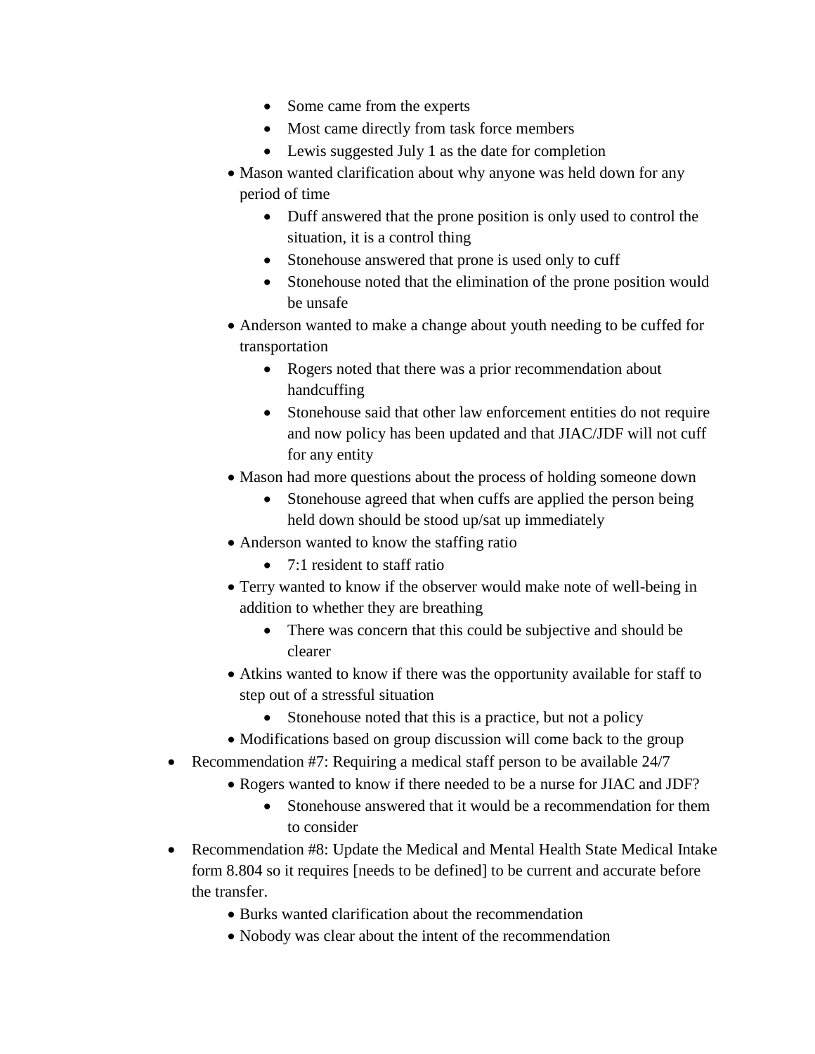- Some came from the experts
        - Most came directly from task force members
        - Lewis suggested July 1 as the date for completion
    - Mason wanted clarification about why anyone was held down for any period of time
        - Duff answered that the prone position is only used to control the situation, it is a control thing
        - Stonehouse answered that prone is used only to cuff
        - Stonehouse noted that the elimination of the prone position would be unsafe
    - Anderson wanted to make a change about youth needing to be cuffed for transportation
        - Rogers noted that there was a prior recommendation about handcuffing
        - Stonehouse said that other law enforcement entities do not require and now policy has been updated and that JIAC/JDF will not cuff for any entity
    - Mason had more questions about the process of holding someone down
        - Stonehouse agreed that when cuffs are applied the person being held down should be stood up/sat up immediately
    - Anderson wanted to know the staffing ratio
        - 7:1 resident to staff ratio
    - Terry wanted to know if the observer would make note of well-being in addition to whether they are breathing
        - There was concern that this could be subjective and should be clearer
    - Atkins wanted to know if there was the opportunity available for staff to step out of a stressful situation
        - Stonehouse noted that this is a practice, but not a policy
    - Modifications based on group discussion will come back to the group
- Recommendation #7: Requiring a medical staff person to be available 24/7
    - Rogers wanted to know if there needed to be a nurse for JIAC and JDF?
        - Stonehouse answered that it would be a recommendation for them to consider
- Recommendation #8: Update the Medical and Mental Health State Medical Intake form 8.804 so it requires [needs to be defined] to be current and accurate before the transfer.
    - Burks wanted clarification about the recommendation
    - Nobody was clear about the intent of the recommendation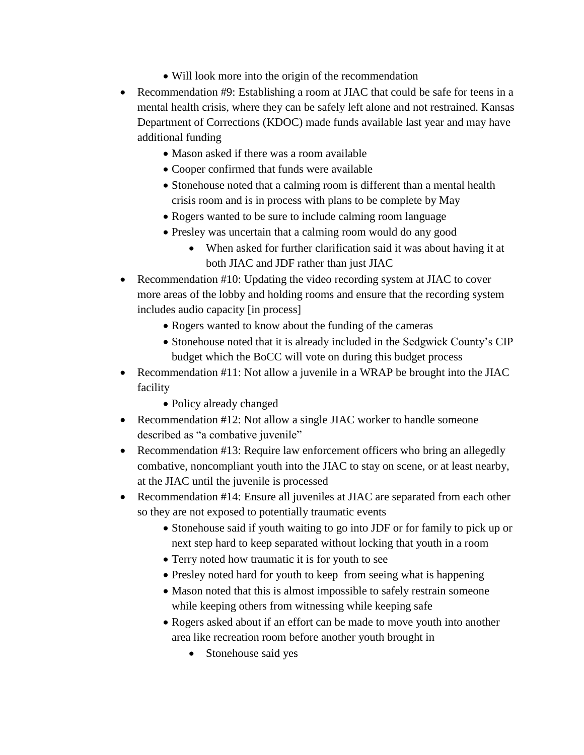- Will look more into the origin of the recommendation
- Recommendation #9: Establishing a room at JIAC that could be safe for teens in a mental health crisis, where they can be safely left alone and not restrained. Kansas Department of Corrections (KDOC) made funds available last year and may have additional funding
  - Mason asked if there was a room available
  - Cooper confirmed that funds were available
  - Stonehouse noted that a calming room is different than a mental health crisis room and is in process with plans to be complete by May
  - Rogers wanted to be sure to include calming room language
  - Presley was uncertain that a calming room would do any good
    - When asked for further clarification said it was about having it at both JIAC and JDF rather than just JIAC
- Recommendation #10: Updating the video recording system at JIAC to cover more areas of the lobby and holding rooms and ensure that the recording system includes audio capacity [in process]
  - Rogers wanted to know about the funding of the cameras
  - Stonehouse noted that it is already included in the Sedgwick County's CIP budget which the BoCC will vote on during this budget process
- Recommendation #11: Not allow a juvenile in a WRAP be brought into the JIAC facility
  - Policy already changed
- Recommendation #12: Not allow a single JIAC worker to handle someone described as "a combative juvenile"
- Recommendation #13: Require law enforcement officers who bring an allegedly combative, noncompliant youth into the JIAC to stay on scene, or at least nearby, at the JIAC until the juvenile is processed
- Recommendation #14: Ensure all juveniles at JIAC are separated from each other so they are not exposed to potentially traumatic events
  - Stonehouse said if youth waiting to go into JDF or for family to pick up or next step hard to keep separated without locking that youth in a room
  - Terry noted how traumatic it is for youth to see
  - Presley noted hard for youth to keep from seeing what is happening
  - Mason noted that this is almost impossible to safely restrain someone while keeping others from witnessing while keeping safe
  - Rogers asked about if an effort can be made to move youth into another area like recreation room before another youth brought in
    - Stonehouse said yes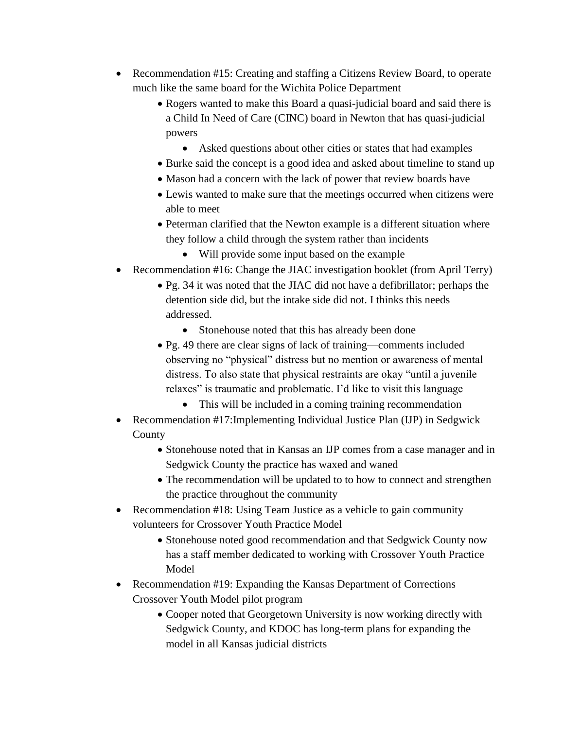- Recommendation #15: Creating and staffing a Citizens Review Board, to operate much like the same board for the Wichita Police Department
    - Rogers wanted to make this Board a quasi-judicial board and said there is a Child In Need of Care (CINC) board in Newton that has quasi-judicial powers
        - Asked questions about other cities or states that had examples
    - Burke said the concept is a good idea and asked about timeline to stand up
    - Mason had a concern with the lack of power that review boards have
    - Lewis wanted to make sure that the meetings occurred when citizens were able to meet
    - Peterman clarified that the Newton example is a different situation where they follow a child through the system rather than incidents
        - Will provide some input based on the example
- Recommendation #16: Change the JIAC investigation booklet (from April Terry)
    - Pg. 34 it was noted that the JIAC did not have a defibrillator; perhaps the detention side did, but the intake side did not. I thinks this needs addressed.
        - Stonehouse noted that this has already been done
    - Pg. 49 there are clear signs of lack of training—comments included observing no "physical" distress but no mention or awareness of mental distress. To also state that physical restraints are okay "until a juvenile relaxes" is traumatic and problematic. I'd like to visit this language
        - This will be included in a coming training recommendation
- Recommendation #17:Implementing Individual Justice Plan (IJP) in Sedgwick County
    - Stonehouse noted that in Kansas an IJP comes from a case manager and in Sedgwick County the practice has waxed and waned
    - The recommendation will be updated to to how to connect and strengthen the practice throughout the community
- Recommendation #18: Using Team Justice as a vehicle to gain community volunteers for Crossover Youth Practice Model
    - Stonehouse noted good recommendation and that Sedgwick County now has a staff member dedicated to working with Crossover Youth Practice Model
- Recommendation #19: Expanding the Kansas Department of Corrections Crossover Youth Model pilot program
    - Cooper noted that Georgetown University is now working directly with Sedgwick County, and KDOC has long-term plans for expanding the model in all Kansas judicial districts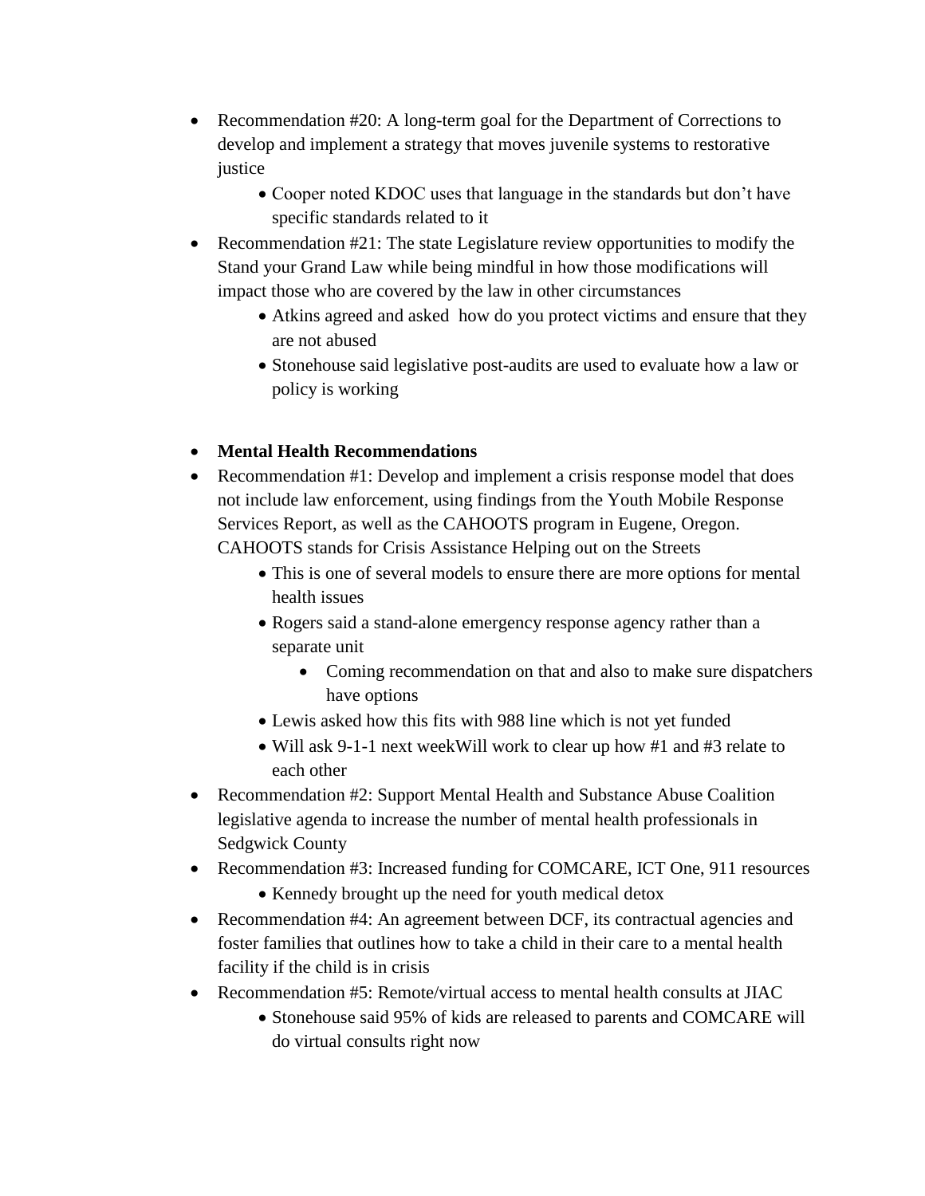- Recommendation #20: A long-term goal for the Department of Corrections to develop and implement a strategy that moves juvenile systems to restorative justice
  - Cooper noted KDOC uses that language in the standards but don't have specific standards related to it
- Recommendation #21: The state Legislature review opportunities to modify the Stand your Grand Law while being mindful in how those modifications will impact those who are covered by the law in other circumstances
  - Atkins agreed and asked how do you protect victims and ensure that they are not abused
  - Stonehouse said legislative post-audits are used to evaluate how a law or policy is working

- **Mental Health Recommendations**
- Recommendation #1: Develop and implement a crisis response model that does not include law enforcement, using findings from the Youth Mobile Response Services Report, as well as the CAHOOTS program in Eugene, Oregon. CAHOOTS stands for Crisis Assistance Helping out on the Streets
  - This is one of several models to ensure there are more options for mental health issues
  - Rogers said a stand-alone emergency response agency rather than a separate unit
    - Coming recommendation on that and also to make sure dispatchers have options
  - Lewis asked how this fits with 988 line which is not yet funded
  - Will ask 9-1-1 next weekWill work to clear up how #1 and #3 relate to each other
- Recommendation #2: Support Mental Health and Substance Abuse Coalition legislative agenda to increase the number of mental health professionals in Sedgwick County
- Recommendation #3: Increased funding for COMCARE, ICT One, 911 resources
  - Kennedy brought up the need for youth medical detox
- Recommendation #4: An agreement between DCF, its contractual agencies and foster families that outlines how to take a child in their care to a mental health facility if the child is in crisis
- Recommendation #5: Remote/virtual access to mental health consults at JIAC
  - Stonehouse said 95% of kids are released to parents and COMCARE will do virtual consults right now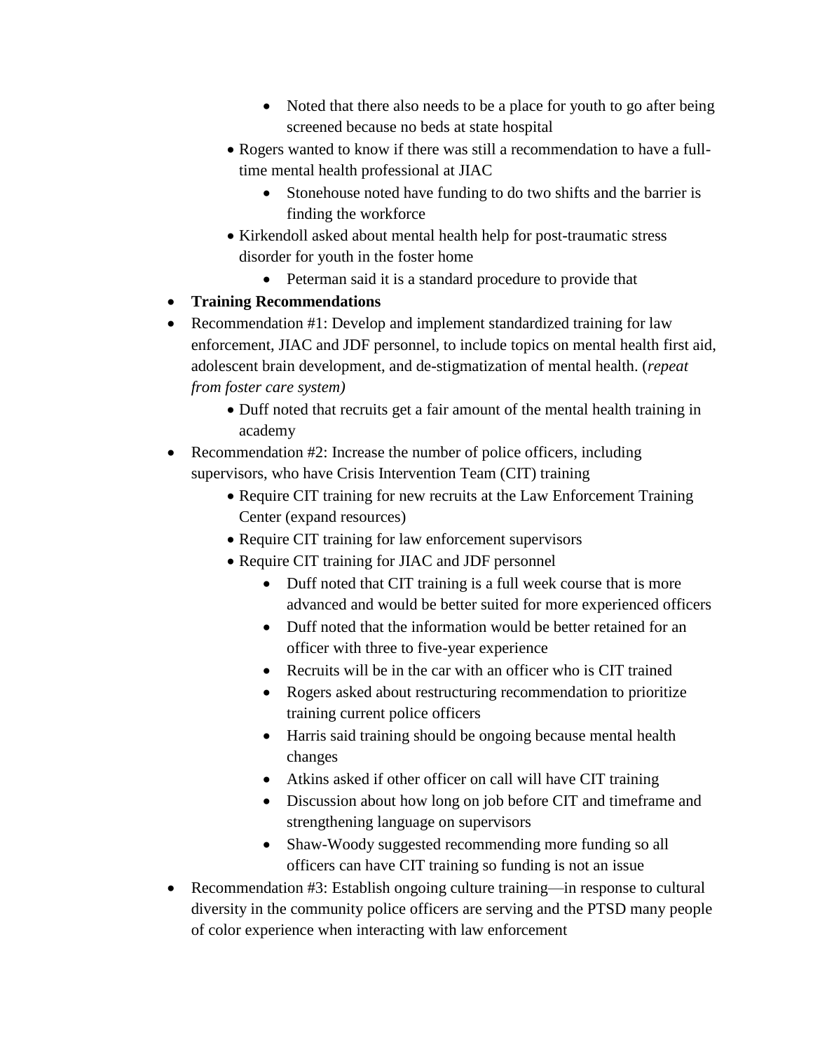- Noted that there also needs to be a place for youth to go after being screened because no beds at state hospital
    - Rogers wanted to know if there was still a recommendation to have a full-time mental health professional at JIAC
        - Stonehouse noted have funding to do two shifts and the barrier is finding the workforce
    - Kirkendoll asked about mental health help for post-traumatic stress disorder for youth in the foster home
        - Peterman said it is a standard procedure to provide that
- **Training Recommendations**
- Recommendation #1: Develop and implement standardized training for law enforcement, JIAC and JDF personnel, to include topics on mental health first aid, adolescent brain development, and de-stigmatization of mental health. (*repeat from foster care system)*
    - Duff noted that recruits get a fair amount of the mental health training in academy
- Recommendation #2: Increase the number of police officers, including supervisors, who have Crisis Intervention Team (CIT) training
    - Require CIT training for new recruits at the Law Enforcement Training Center (expand resources)
    - Require CIT training for law enforcement supervisors
    - Require CIT training for JIAC and JDF personnel
        - Duff noted that CIT training is a full week course that is more advanced and would be better suited for more experienced officers
        - Duff noted that the information would be better retained for an officer with three to five-year experience
        - Recruits will be in the car with an officer who is CIT trained
        - Rogers asked about restructuring recommendation to prioritize training current police officers
        - Harris said training should be ongoing because mental health changes
        - Atkins asked if other officer on call will have CIT training
        - Discussion about how long on job before CIT and timeframe and strengthening language on supervisors
        - Shaw-Woody suggested recommending more funding so all officers can have CIT training so funding is not an issue
- Recommendation #3: Establish ongoing culture training—in response to cultural diversity in the community police officers are serving and the PTSD many people of color experience when interacting with law enforcement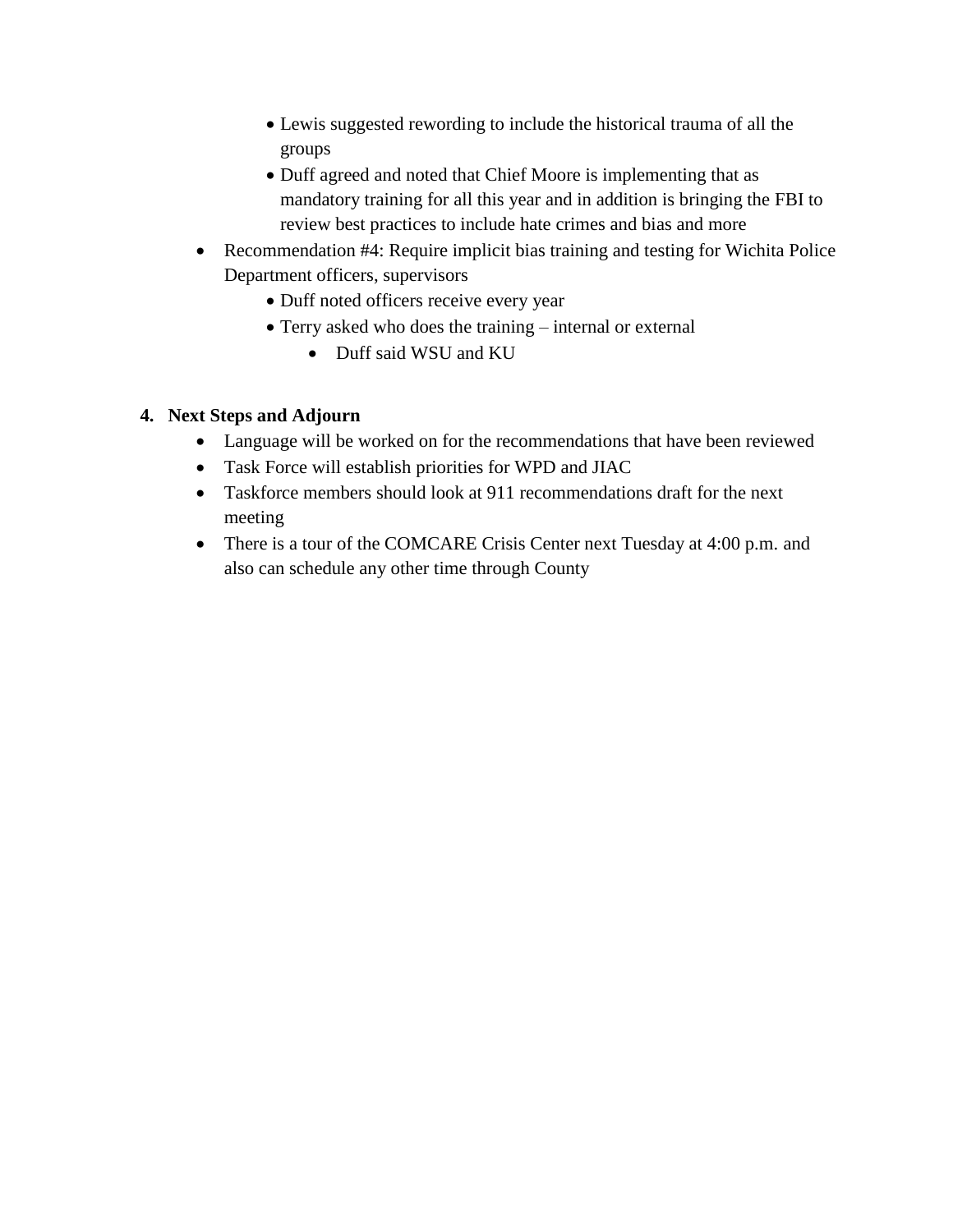- Lewis suggested rewording to include the historical trauma of all the groups
    - Duff agreed and noted that Chief Moore is implementing that as mandatory training for all this year and in addition is bringing the FBI to review best practices to include hate crimes and bias and more
- Recommendation #4: Require implicit bias training and testing for Wichita Police Department officers, supervisors
    - Duff noted officers receive every year
    - Terry asked who does the training – internal or external
        - Duff said WSU and KU

4. **Next Steps and Adjourn**
    - Language will be worked on for the recommendations that have been reviewed
    - Task Force will establish priorities for WPD and JIAC
    - Taskforce members should look at 911 recommendations draft for the next meeting
    - There is a tour of the COMCARE Crisis Center next Tuesday at 4:00 p.m. and also can schedule any other time through County